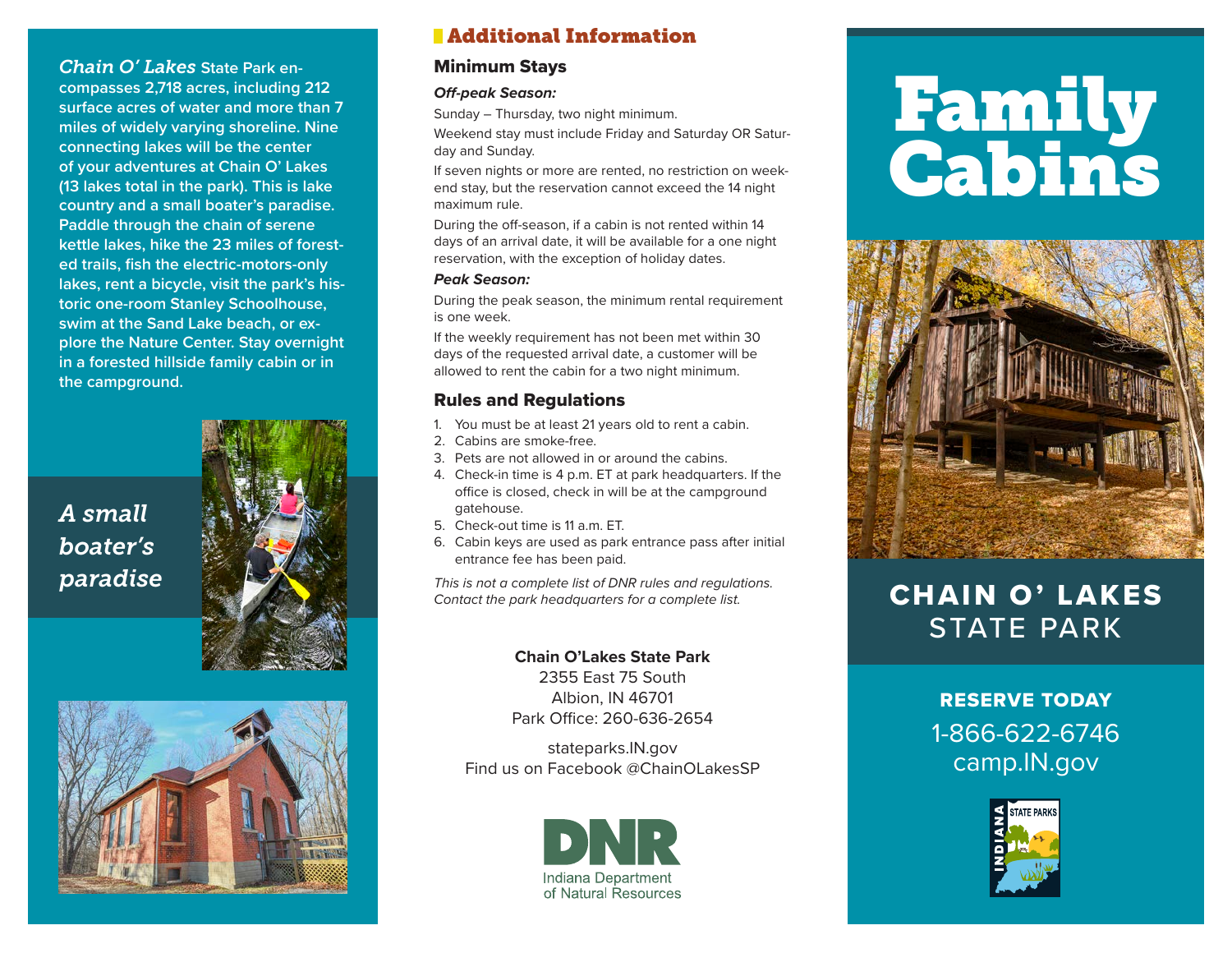*Chain O' Lakes* State Park encompasses 2,718 acres, including 212 surface acres of water and more than 7 miles of widely varying shoreline. Nine connecting lakes will be the center of your adventures at Chain O' Lakes (13 lakes total in the park). This is lake country and a small boater's paradise. Paddle through the chain of serene kettle lakes, hike the 23 miles of forested trails, fish the electric-motors-only lakes, rent a bicycle, visit the park's historic one-room Stanley Schoolhouse, swim at the Sand Lake beach, or explore the Nature Center. Stay overnight in a forested hillside family cabin or in the campground.

*A small boater's paradise*

## Additional Information

### Minimum Stays

***Off-peak Season:***

Sunday – Thursday, two night minimum.

Weekend stay must include Friday and Saturday OR Saturday and Sunday.

If seven nights or more are rented, no restriction on weekend stay, but the reservation cannot exceed the 14 night maximum rule.

During the off-season, if a cabin is not rented within 14 days of an arrival date, it will be available for a one night reservation, with the exception of holiday dates.

***Peak Season:***

During the peak season, the minimum rental requirement is one week.

If the weekly requirement has not been met within 30 days of the requested arrival date, a customer will be allowed to rent the cabin for a two night minimum.

### Rules and Regulations

1. You must be at least 21 years old to rent a cabin.
2. Cabins are smoke-free.
3. Pets are not allowed in or around the cabins.
4. Check-in time is 4 p.m. ET at park headquarters. If the office is closed, check in will be at the campground gatehouse.
5. Check-out time is 11 a.m. ET.
6. Cabin keys are used as park entrance pass after initial entrance fee has been paid.

*This is not a complete list of DNR rules and regulations. Contact the park headquarters for a complete list.*

**Chain O'Lakes State Park**
2355 East 75 South
Albion, IN 46701
Park Office: 260-636-2654

stateparks.IN.gov
Find us on Facebook @ChainOLakesSP

DNR
Indiana Department of Natural Resources

# Family Cabins

## CHAIN O' LAKES STATE PARK

**RESERVE TODAY**
1-866-622-6746
camp.IN.gov

INDIANA STATE PARKS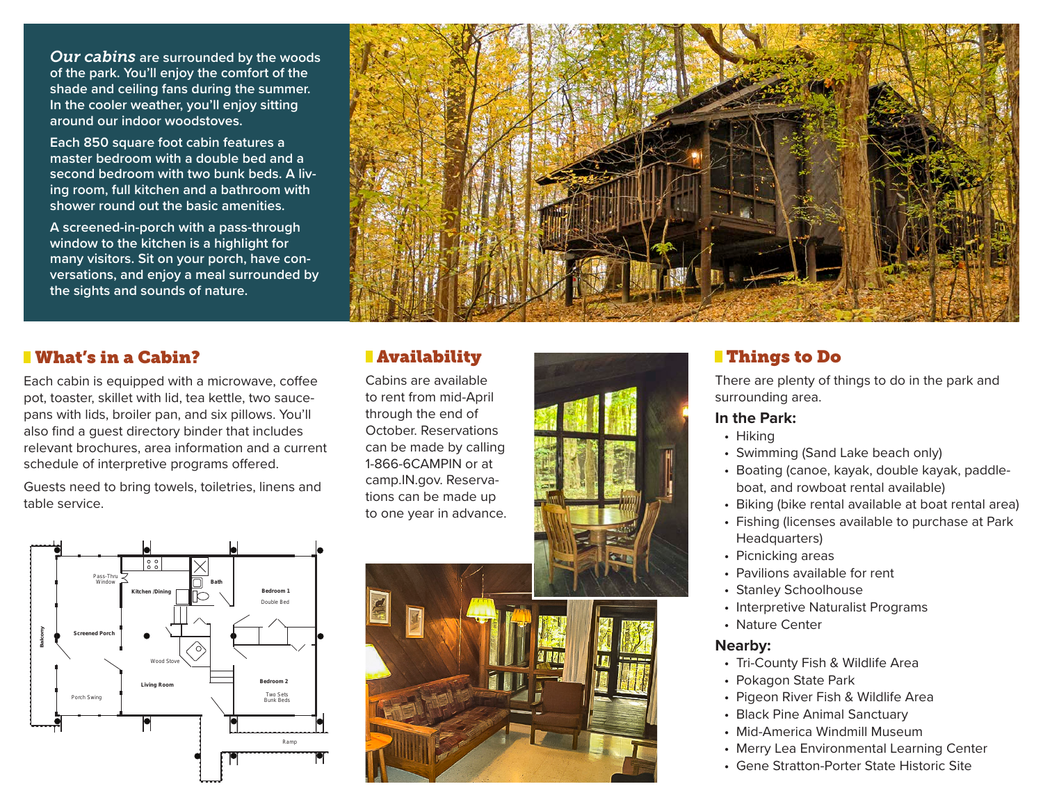***Our cabins*** are surrounded by the woods of the park. You'll enjoy the comfort of the shade and ceiling fans during the summer. In the cooler weather, you'll enjoy sitting around our indoor woodstoves.

Each 850 square foot cabin features a master bedroom with a double bed and a second bedroom with two bunk beds. A living room, full kitchen and a bathroom with shower round out the basic amenities.

A screened-in-porch with a pass-through window to the kitchen is a highlight for many visitors. Sit on your porch, have conversations, and enjoy a meal surrounded by the sights and sounds of nature.

## What's in a Cabin?

Each cabin is equipped with a microwave, coffee pot, toaster, skillet with lid, tea kettle, two saucepans with lids, broiler pan, and six pillows. You'll also find a guest directory binder that includes relevant brochures, area information and a current schedule of interpretive programs offered.

Guests need to bring towels, toiletries, linens and table service.

Pass-Thru Window
Kitchen /Dining
Bath
Bedroom 1
Double Bed
Balcony
Screened Porch
Wood Stove
Living Room
Bedroom 2
Two Sets Bunk Beds
Porch Swing
Ramp

## Availability

Cabins are available to rent from mid-April through the end of October. Reservations can be made by calling 1-866-6CAMPIN or at camp.IN.gov. Reservations can be made up to one year in advance.

## Things to Do

There are plenty of things to do in the park and surrounding area.

### In the Park:

- Hiking
- Swimming (Sand Lake beach only)
- Boating (canoe, kayak, double kayak, paddleboat, and rowboat rental available)
- Biking (bike rental available at boat rental area)
- Fishing (licenses available to purchase at Park Headquarters)
- Picnicking areas
- Pavilions available for rent
- Stanley Schoolhouse
- Interpretive Naturalist Programs
- Nature Center

### Nearby:

- Tri-County Fish & Wildlife Area
- Pokagon State Park
- Pigeon River Fish & Wildlife Area
- Black Pine Animal Sanctuary
- Mid-America Windmill Museum
- Merry Lea Environmental Learning Center
- Gene Stratton-Porter State Historic Site